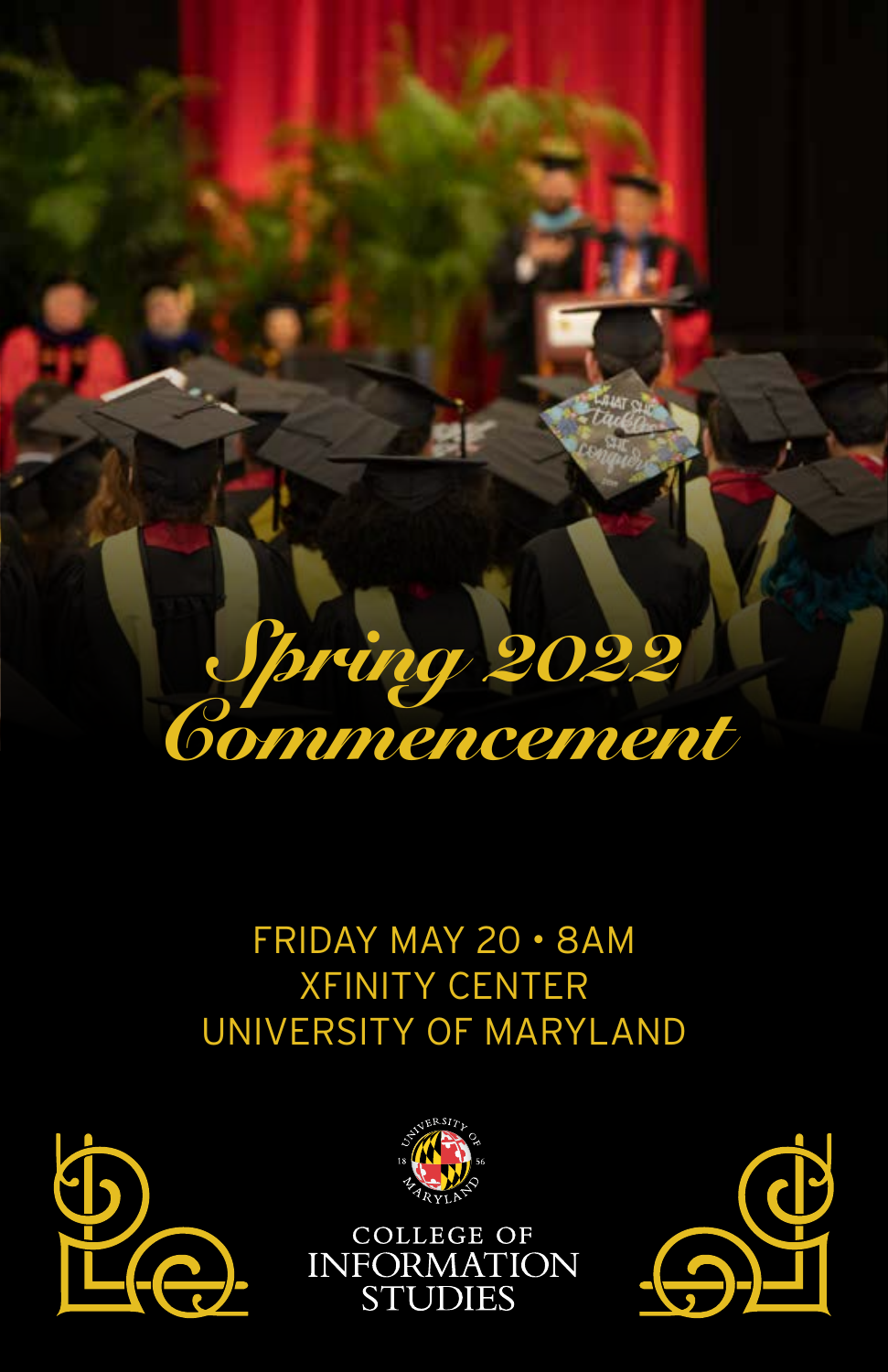# Spring 2022 Commencement

FRIDAY MAY 20 • 8AM
XFINITY CENTER
UNIVERSITY OF MARYLAND

COLLEGE OF
INFORMATION
STUDIES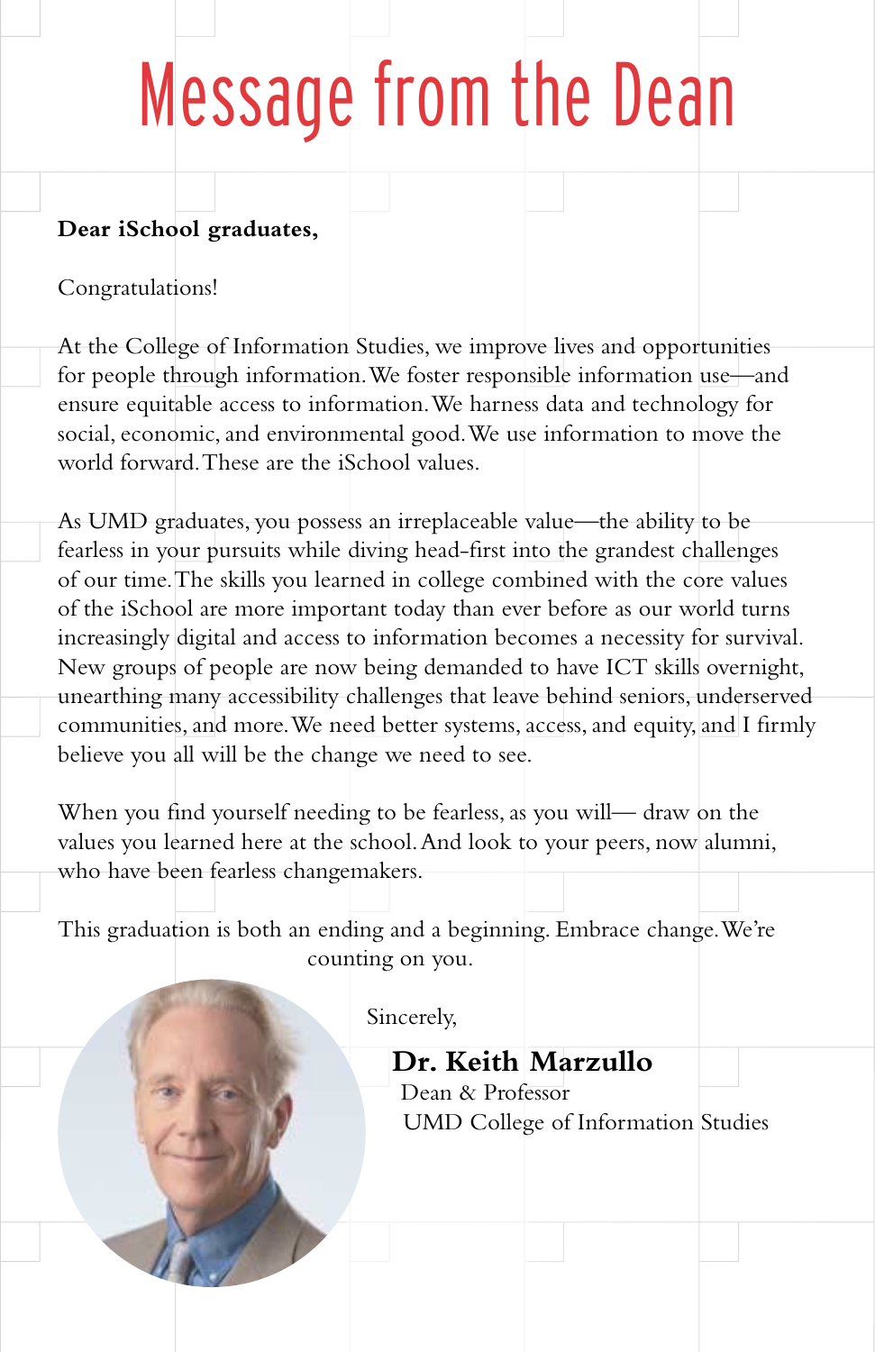# Message from the Dean

**Dear iSchool graduates,**

Congratulations!

At the College of Information Studies, we improve lives and opportunities for people through information. We foster responsible information use—and ensure equitable access to information. We harness data and technology for social, economic, and environmental good. We use information to move the world forward. These are the iSchool values.

As UMD graduates, you possess an irreplaceable value—the ability to be fearless in your pursuits while diving head-first into the grandest challenges of our time. The skills you learned in college combined with the core values of the iSchool are more important today than ever before as our world turns increasingly digital and access to information becomes a necessity for survival. New groups of people are now being demanded to have ICT skills overnight, unearthing many accessibility challenges that leave behind seniors, underserved communities, and more. We need better systems, access, and equity, and I firmly believe you all will be the change we need to see.

When you find yourself needing to be fearless, as you will— draw on the values you learned here at the school. And look to your peers, now alumni, who have been fearless changemakers.

This graduation is both an ending and a beginning. Embrace change. We're counting on you.

Sincerely,

**Dr. Keith Marzullo**
Dean & Professor
UMD College of Information Studies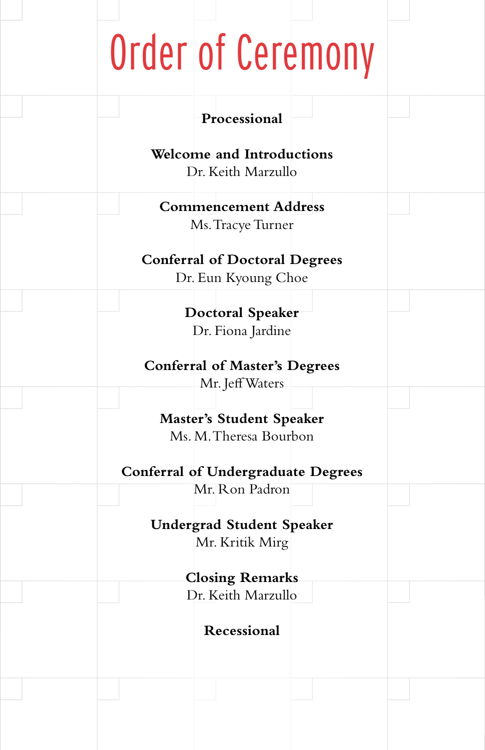# Order of Ceremony

**Processional**

**Welcome and Introductions**
Dr. Keith Marzullo

**Commencement Address**
Ms. Tracye Turner

**Conferral of Doctoral Degrees**
Dr. Eun Kyoung Choe

**Doctoral Speaker**
Dr. Fiona Jardine

**Conferral of Master's Degrees**
Mr. Jeff Waters

**Master's Student Speaker**
Ms. M. Theresa Bourbon

**Conferral of Undergraduate Degrees**
Mr. Ron Padron

**Undergrad Student Speaker**
Mr. Kritik Mirg

**Closing Remarks**
Dr. Keith Marzullo

**Recessional**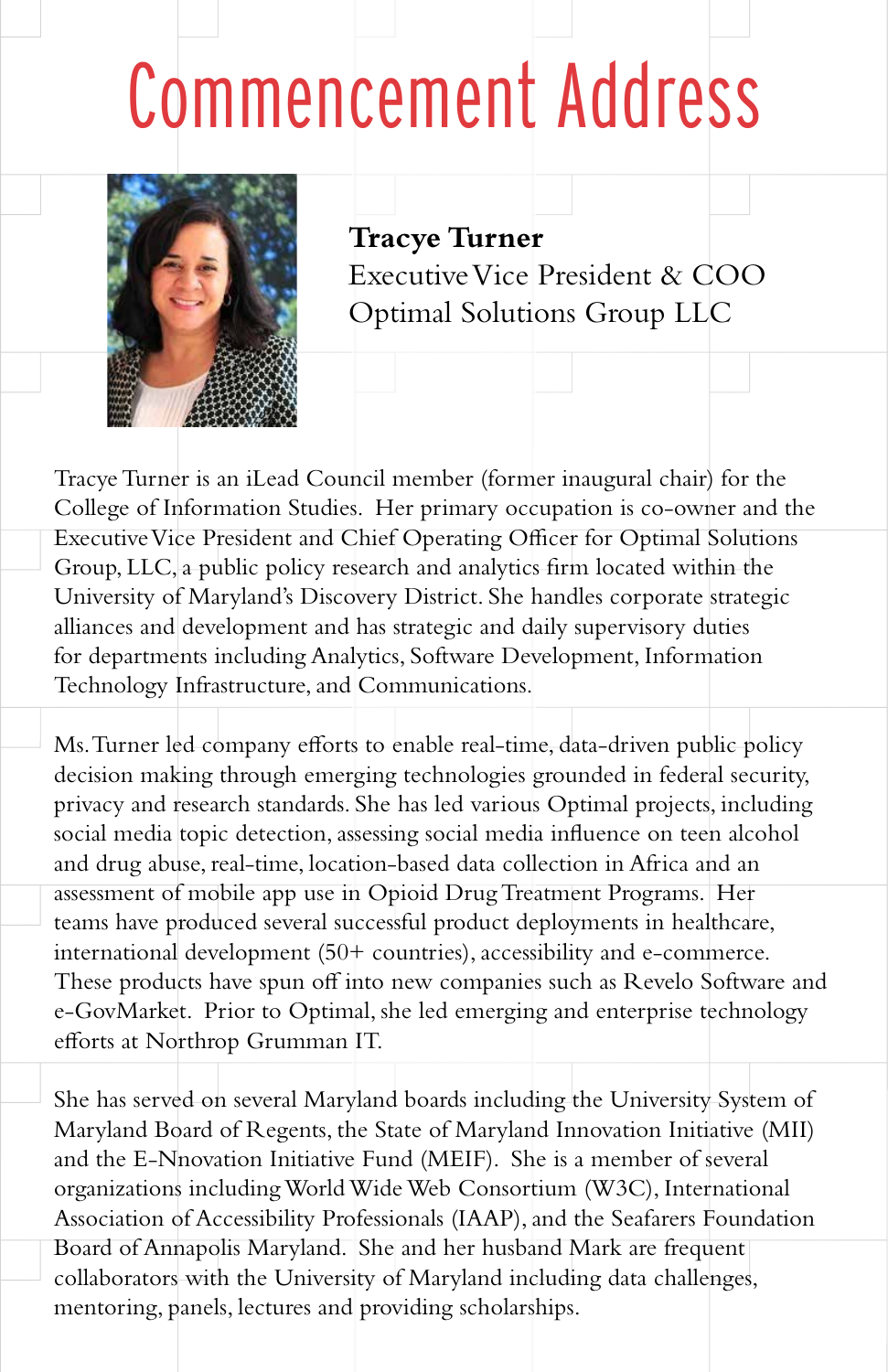# Commencement Address

**Tracye Turner**
Executive Vice President & COO
Optimal Solutions Group LLC

Tracye Turner is an iLead Council member (former inaugural chair) for the College of Information Studies. Her primary occupation is co-owner and the Executive Vice President and Chief Operating Officer for Optimal Solutions Group, LLC, a public policy research and analytics firm located within the University of Maryland's Discovery District. She handles corporate strategic alliances and development and has strategic and daily supervisory duties for departments including Analytics, Software Development, Information Technology Infrastructure, and Communications.

Ms. Turner led company efforts to enable real-time, data-driven public policy decision making through emerging technologies grounded in federal security, privacy and research standards. She has led various Optimal projects, including social media topic detection, assessing social media influence on teen alcohol and drug abuse, real-time, location-based data collection in Africa and an assessment of mobile app use in Opioid Drug Treatment Programs. Her teams have produced several successful product deployments in healthcare, international development (50+ countries), accessibility and e-commerce. These products have spun off into new companies such as Revelo Software and e-GovMarket. Prior to Optimal, she led emerging and enterprise technology efforts at Northrop Grumman IT.

She has served on several Maryland boards including the University System of Maryland Board of Regents, the State of Maryland Innovation Initiative (MII) and the E-Nnovation Initiative Fund (MEIF). She is a member of several organizations including World Wide Web Consortium (W3C), International Association of Accessibility Professionals (IAAP), and the Seafarers Foundation Board of Annapolis Maryland. She and her husband Mark are frequent collaborators with the University of Maryland including data challenges, mentoring, panels, lectures and providing scholarships.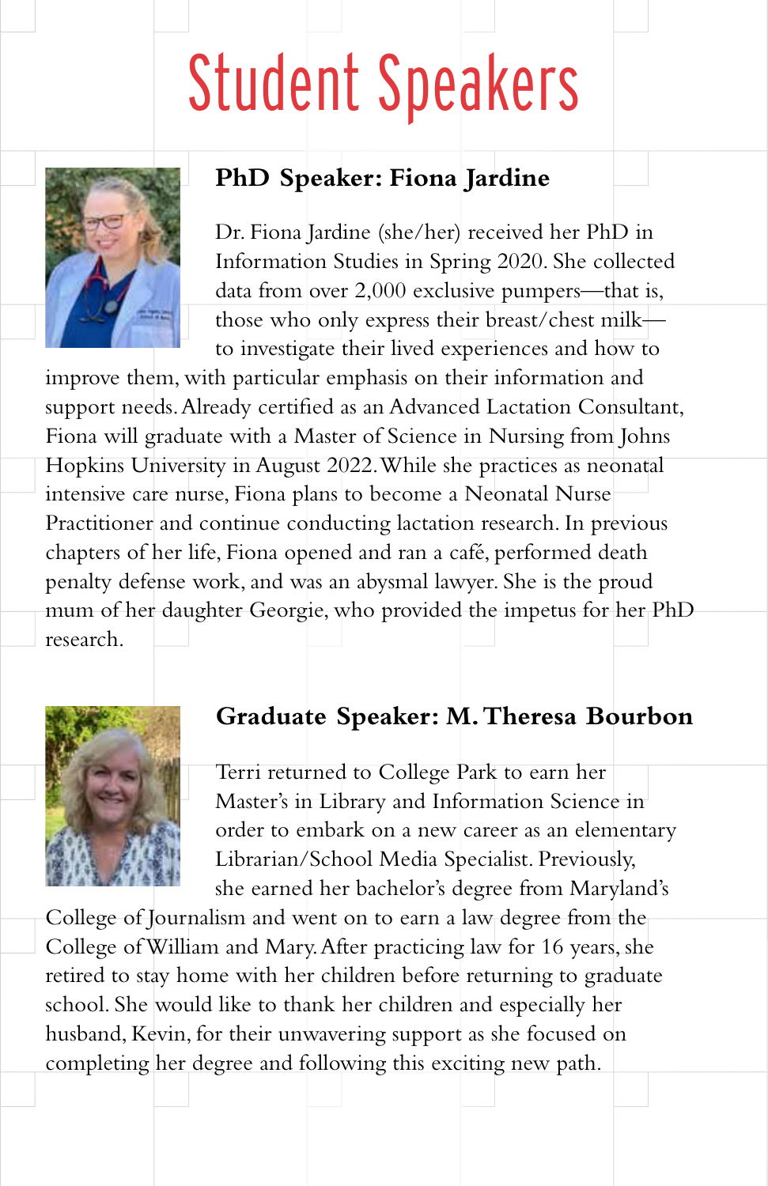# Student Speakers

## PhD Speaker: Fiona Jardine

Dr. Fiona Jardine (she/her) received her PhD in Information Studies in Spring 2020. She collected data from over 2,000 exclusive pumpers—that is, those who only express their breast/chest milk—to investigate their lived experiences and how to improve them, with particular emphasis on their information and support needs. Already certified as an Advanced Lactation Consultant, Fiona will graduate with a Master of Science in Nursing from Johns Hopkins University in August 2022. While she practices as neonatal intensive care nurse, Fiona plans to become a Neonatal Nurse Practitioner and continue conducting lactation research. In previous chapters of her life, Fiona opened and ran a café, performed death penalty defense work, and was an abysmal lawyer. She is the proud mum of her daughter Georgie, who provided the impetus for her PhD research.

## Graduate Speaker: M. Theresa Bourbon

Terri returned to College Park to earn her Master's in Library and Information Science in order to embark on a new career as an elementary Librarian/School Media Specialist. Previously, she earned her bachelor's degree from Maryland's College of Journalism and went on to earn a law degree from the College of William and Mary. After practicing law for 16 years, she retired to stay home with her children before returning to graduate school. She would like to thank her children and especially her husband, Kevin, for their unwavering support as she focused on completing her degree and following this exciting new path.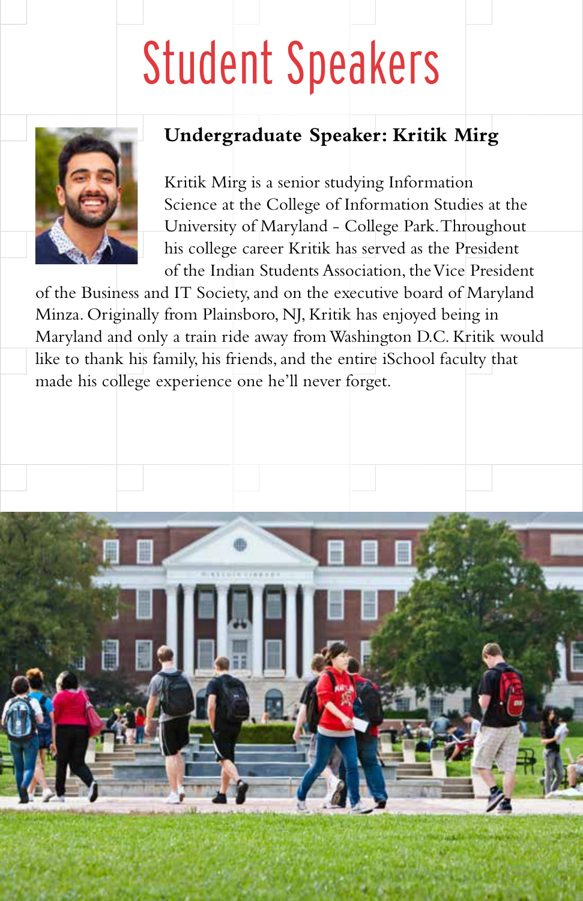# Student Speakers

## Undergraduate Speaker: Kritik Mirg

Kritik Mirg is a senior studying Information Science at the College of Information Studies at the University of Maryland - College Park. Throughout his college career Kritik has served as the President of the Indian Students Association, the Vice President of the Business and IT Society, and on the executive board of Maryland Minza. Originally from Plainsboro, NJ, Kritik has enjoyed being in Maryland and only a train ride away from Washington D.C. Kritik would like to thank his family, his friends, and the entire iSchool faculty that made his college experience one he'll never forget.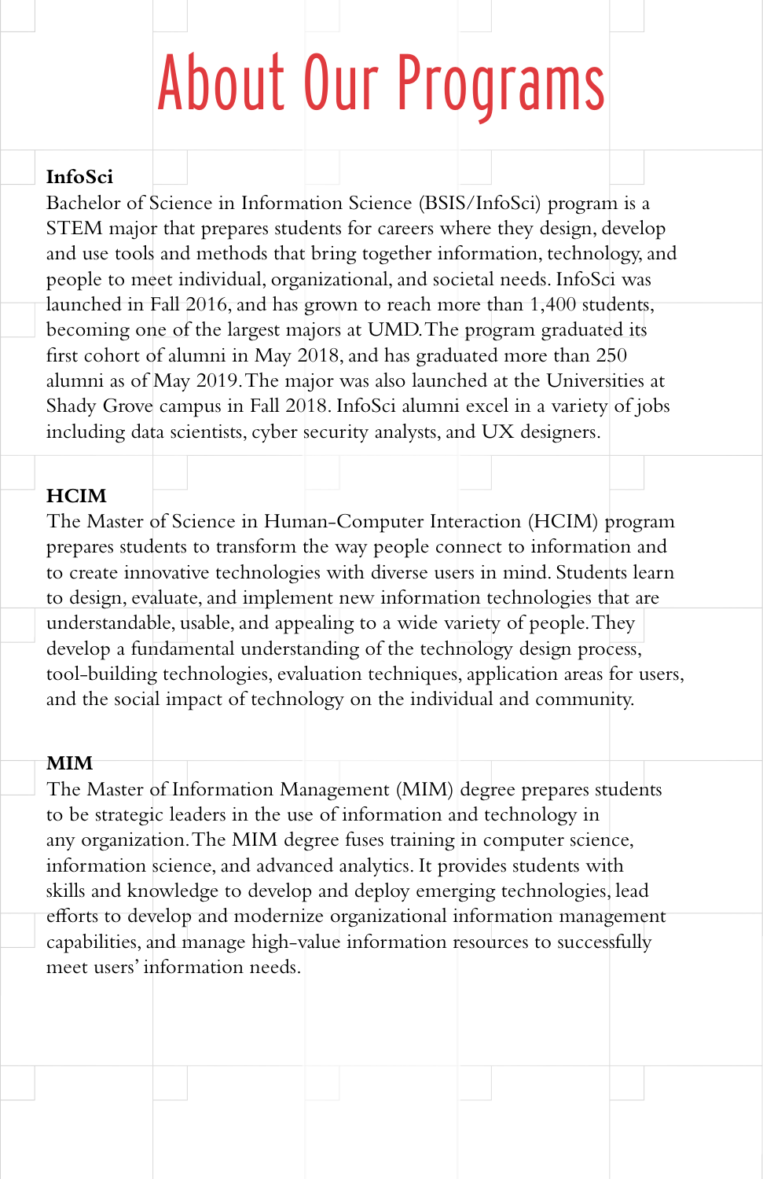# About Our Programs

## InfoSci

Bachelor of Science in Information Science (BSIS/InfoSci) program is a STEM major that prepares students for careers where they design, develop and use tools and methods that bring together information, technology, and people to meet individual, organizational, and societal needs. InfoSci was launched in Fall 2016, and has grown to reach more than 1,400 students, becoming one of the largest majors at UMD. The program graduated its first cohort of alumni in May 2018, and has graduated more than 250 alumni as of May 2019. The major was also launched at the Universities at Shady Grove campus in Fall 2018. InfoSci alumni excel in a variety of jobs including data scientists, cyber security analysts, and UX designers.

## HCIM

The Master of Science in Human-Computer Interaction (HCIM) program prepares students to transform the way people connect to information and to create innovative technologies with diverse users in mind. Students learn to design, evaluate, and implement new information technologies that are understandable, usable, and appealing to a wide variety of people. They develop a fundamental understanding of the technology design process, tool-building technologies, evaluation techniques, application areas for users, and the social impact of technology on the individual and community.

## MIM

The Master of Information Management (MIM) degree prepares students to be strategic leaders in the use of information and technology in any organization. The MIM degree fuses training in computer science, information science, and advanced analytics. It provides students with skills and knowledge to develop and deploy emerging technologies, lead efforts to develop and modernize organizational information management capabilities, and manage high-value information resources to successfully meet users' information needs.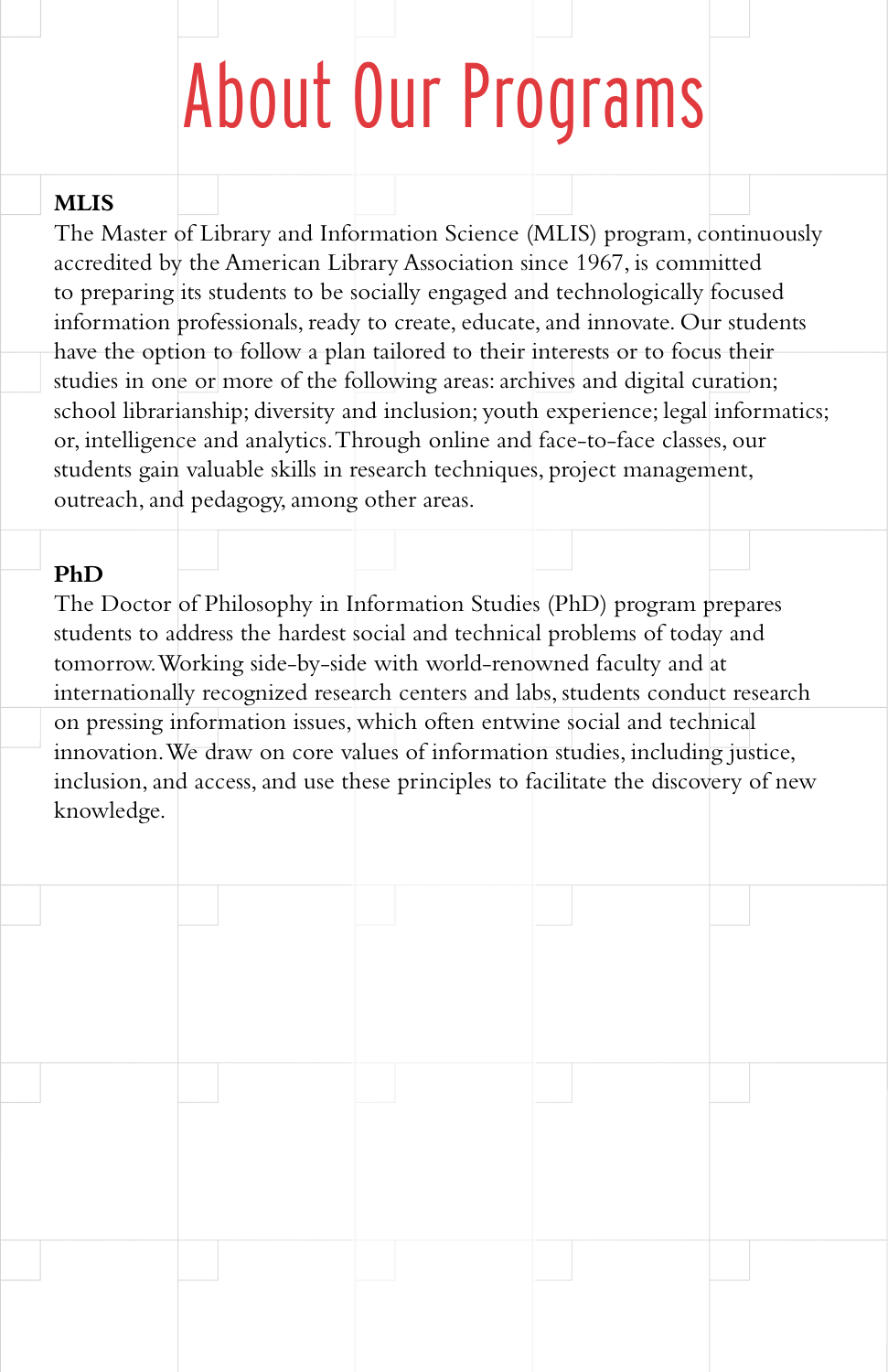# About Our Programs

## MLIS

The Master of Library and Information Science (MLIS) program, continuously accredited by the American Library Association since 1967, is committed to preparing its students to be socially engaged and technologically focused information professionals, ready to create, educate, and innovate. Our students have the option to follow a plan tailored to their interests or to focus their studies in one or more of the following areas: archives and digital curation; school librarianship; diversity and inclusion; youth experience; legal informatics; or, intelligence and analytics. Through online and face-to-face classes, our students gain valuable skills in research techniques, project management, outreach, and pedagogy, among other areas.

## PhD

The Doctor of Philosophy in Information Studies (PhD) program prepares students to address the hardest social and technical problems of today and tomorrow. Working side-by-side with world-renowned faculty and at internationally recognized research centers and labs, students conduct research on pressing information issues, which often entwine social and technical innovation. We draw on core values of information studies, including justice, inclusion, and access, and use these principles to facilitate the discovery of new knowledge.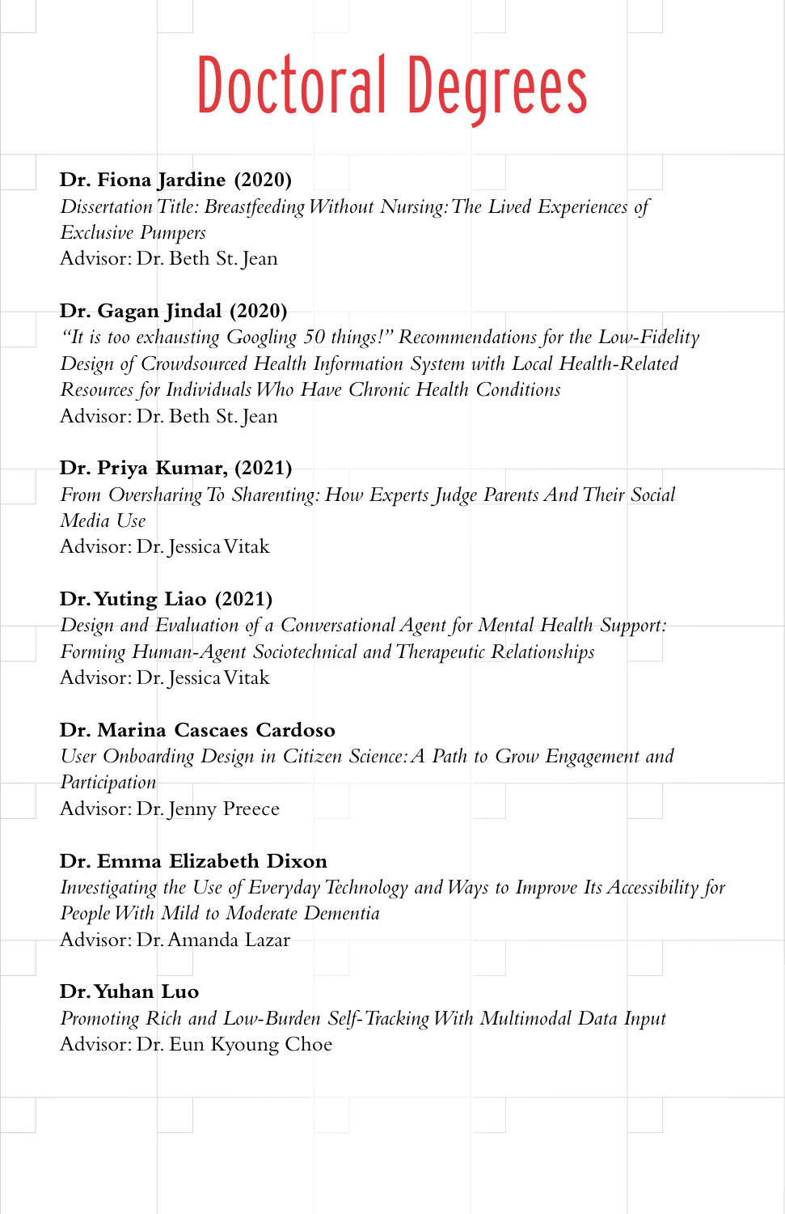# Doctoral Degrees

**Dr. Fiona Jardine (2020)**
*Dissertation Title: Breastfeeding Without Nursing: The Lived Experiences of Exclusive Pumpers*
Advisor: Dr. Beth St. Jean

**Dr. Gagan Jindal (2020)**
*"It is too exhausting Googling 50 things!" Recommendations for the Low-Fidelity Design of Crowdsourced Health Information System with Local Health-Related Resources for Individuals Who Have Chronic Health Conditions*
Advisor: Dr. Beth St. Jean

**Dr. Priya Kumar, (2021)**
*From Oversharing To Sharenting: How Experts Judge Parents And Their Social Media Use*
Advisor: Dr. Jessica Vitak

**Dr. Yuting Liao (2021)**
*Design and Evaluation of a Conversational Agent for Mental Health Support: Forming Human-Agent Sociotechnical and Therapeutic Relationships*
Advisor: Dr. Jessica Vitak

**Dr. Marina Cascaes Cardoso**
*User Onboarding Design in Citizen Science: A Path to Grow Engagement and Participation*
Advisor: Dr. Jenny Preece

**Dr. Emma Elizabeth Dixon**
*Investigating the Use of Everyday Technology and Ways to Improve Its Accessibility for People With Mild to Moderate Dementia*
Advisor: Dr. Amanda Lazar

**Dr. Yuhan Luo**
*Promoting Rich and Low-Burden Self-Tracking With Multimodal Data Input*
Advisor: Dr. Eun Kyoung Choe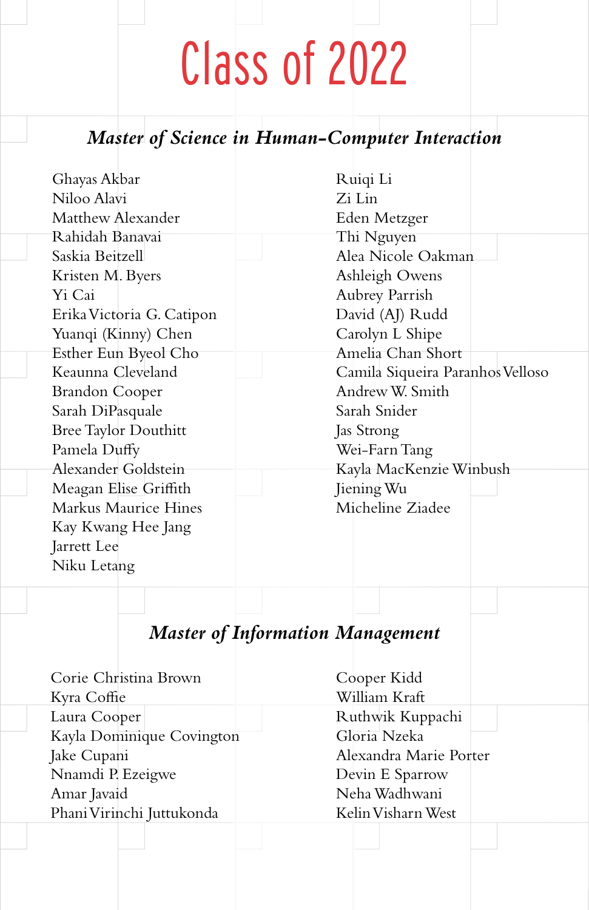# Class of 2022

## *Master of Science in Human-Computer Interaction*

Ghayas Akbar
Niloo Alavi
Matthew Alexander
Rahidah Banavai
Saskia Beitzell
Kristen M. Byers
Yi Cai
Erika Victoria G. Catipon
Yuanqi (Kinny) Chen
Esther Eun Byeol Cho
Keaunna Cleveland
Brandon Cooper
Sarah DiPasquale
Bree Taylor Douthitt
Pamela Duffy
Alexander Goldstein
Meagan Elise Griffith
Markus Maurice Hines
Kay Kwang Hee Jang
Jarrett Lee
Niku Letang
Ruiqi Li
Zi Lin
Eden Metzger
Thi Nguyen
Alea Nicole Oakman
Ashleigh Owens
Aubrey Parrish
David (AJ) Rudd
Carolyn L Shipe
Amelia Chan Short
Camila Siqueira Paranhos Velloso
Andrew W. Smith
Sarah Snider
Jas Strong
Wei-Farn Tang
Kayla MacKenzie Winbush
Jiening Wu
Micheline Ziadee

## *Master of Information Management*

Corie Christina Brown
Kyra Coffie
Laura Cooper
Kayla Dominique Covington
Jake Cupani
Nnamdi P. Ezeigwe
Amar Javaid
Phani Virinchi Juttukonda
Cooper Kidd
William Kraft
Ruthwik Kuppachi
Gloria Nzeka
Alexandra Marie Porter
Devin E Sparrow
Neha Wadhwani
Kelin Visharn West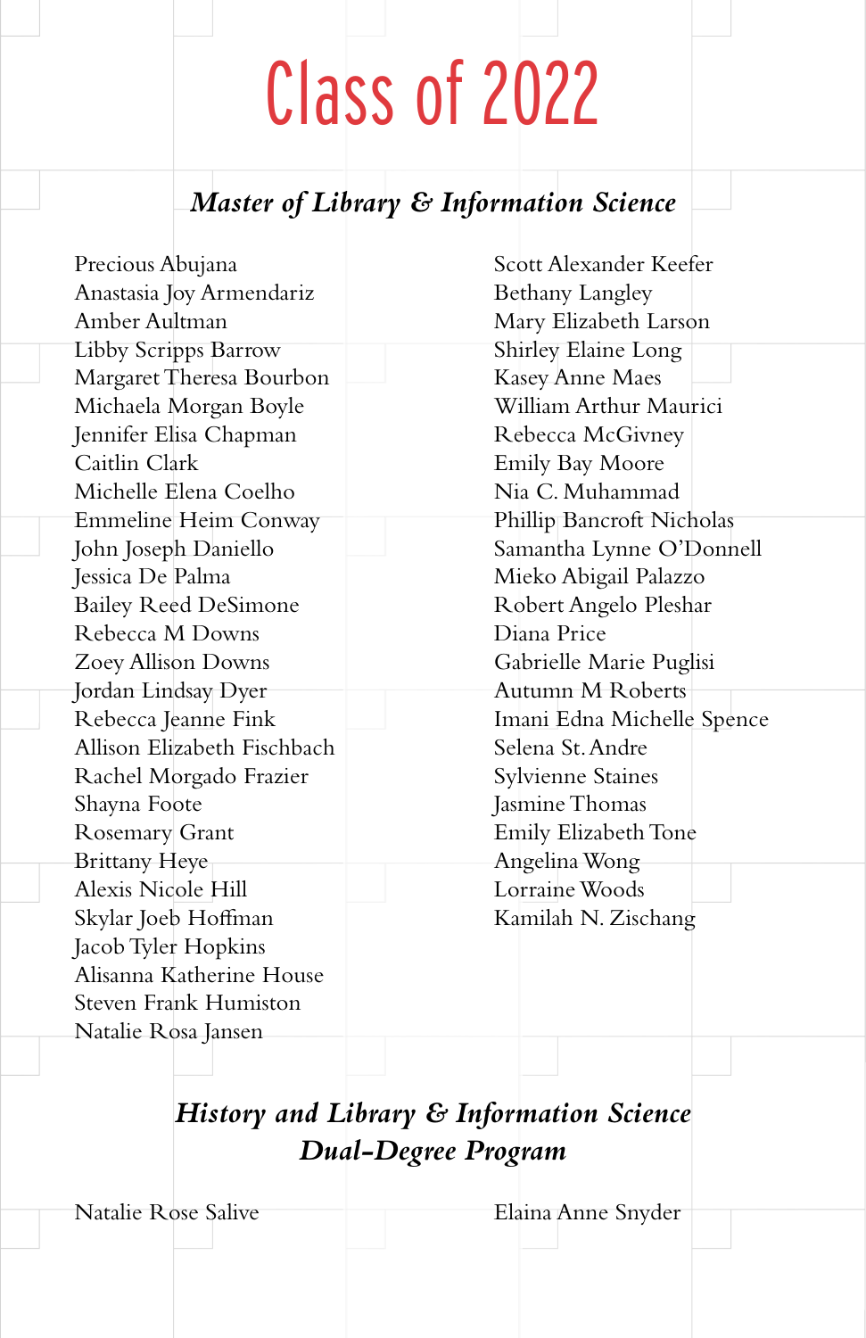# Class of 2022

## *Master of Library & Information Science*

Precious Abujana
Anastasia Joy Armendariz
Amber Aultman
Libby Scripps Barrow
Margaret Theresa Bourbon
Michaela Morgan Boyle
Jennifer Elisa Chapman
Caitlin Clark
Michelle Elena Coelho
Emmeline Heim Conway
John Joseph Daniello
Jessica De Palma
Bailey Reed DeSimone
Rebecca M Downs
Zoey Allison Downs
Jordan Lindsay Dyer
Rebecca Jeanne Fink
Allison Elizabeth Fischbach
Rachel Morgado Frazier
Shayna Foote
Rosemary Grant
Brittany Heye
Alexis Nicole Hill
Skylar Joeb Hoffman
Jacob Tyler Hopkins
Alisanna Katherine House
Steven Frank Humiston
Natalie Rosa Jansen
Scott Alexander Keefer
Bethany Langley
Mary Elizabeth Larson
Shirley Elaine Long
Kasey Anne Maes
William Arthur Maurici
Rebecca McGivney
Emily Bay Moore
Nia C. Muhammad
Phillip Bancroft Nicholas
Samantha Lynne O'Donnell
Mieko Abigail Palazzo
Robert Angelo Pleshar
Diana Price
Gabrielle Marie Puglisi
Autumn M Roberts
Imani Edna Michelle Spence
Selena St. Andre
Sylvienne Staines
Jasmine Thomas
Emily Elizabeth Tone
Angelina Wong
Lorraine Woods
Kamilah N. Zischang

## *History and Library & Information Science Dual-Degree Program*

Natalie Rose Salive
Elaina Anne Snyder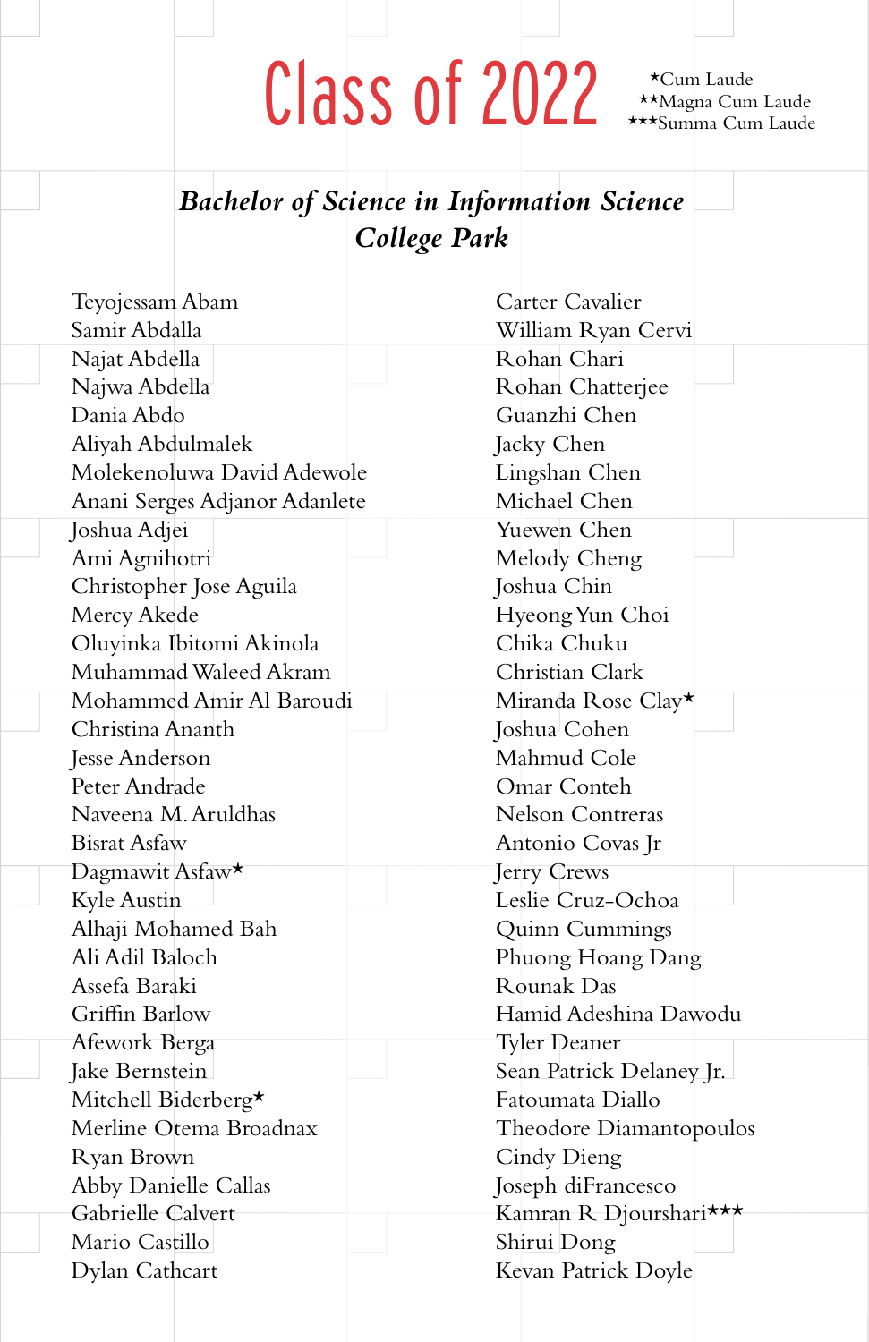# Class of 2022

★Cum Laude
★★Magna Cum Laude
★★★Summa Cum Laude

## *Bachelor of Science in Information Science*
## *College Park*

Teyojessam Abam
Samir Abdalla
Najat Abdella
Najwa Abdella
Dania Abdo
Aliyah Abdulmalek
Molekenoluwa David Adewole
Anani Serges Adjanor Adanlete
Joshua Adjei
Ami Agnihotri
Christopher Jose Aguila
Mercy Akede
Oluyinka Ibitomi Akinola
Muhammad Waleed Akram
Mohammed Amir Al Baroudi
Christina Ananth
Jesse Anderson
Peter Andrade
Naveena M. Aruldhas
Bisrat Asfaw
Dagmawit Asfaw★
Kyle Austin
Alhaji Mohamed Bah
Ali Adil Baloch
Assefa Baraki
Griffin Barlow
Afework Berga
Jake Bernstein
Mitchell Biderberg★
Merline Otema Broadnax
Ryan Brown
Abby Danielle Callas
Gabrielle Calvert
Mario Castillo
Dylan Cathcart
Carter Cavalier
William Ryan Cervi
Rohan Chari
Rohan Chatterjee
Guanzhi Chen
Jacky Chen
Lingshan Chen
Michael Chen
Yuewen Chen
Melody Cheng
Joshua Chin
Hyeong Yun Choi
Chika Chuku
Christian Clark
Miranda Rose Clay★
Joshua Cohen
Mahmud Cole
Omar Conteh
Nelson Contreras
Antonio Covas Jr
Jerry Crews
Leslie Cruz-Ochoa
Quinn Cummings
Phuong Hoang Dang
Rounak Das
Hamid Adeshina Dawodu
Tyler Deaner
Sean Patrick Delaney Jr.
Fatoumata Diallo
Theodore Diamantopoulos
Cindy Dieng
Joseph diFrancesco
Kamran R Djourshari★★★
Shirui Dong
Kevan Patrick Doyle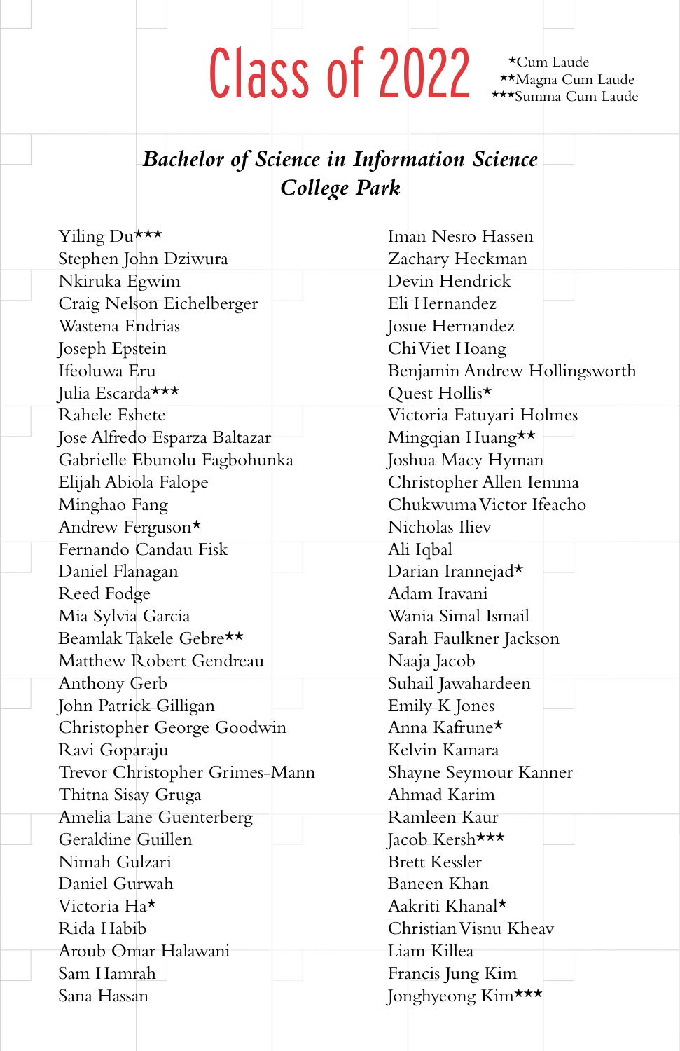# Class of 2022

★Cum Laude
★★Magna Cum Laude
★★★Summa Cum Laude

## *Bachelor of Science in Information Science*
## *College Park*

Yiling Du★★★
Stephen John Dziwura
Nkiruka Egwim
Craig Nelson Eichelberger
Wastena Endrias
Joseph Epstein
Ifeoluwa Eru
Julia Escarda★★★
Rahele Eshete
Jose Alfredo Esparza Baltazar
Gabrielle Ebunolu Fagbohunka
Elijah Abiola Falope
Minghao Fang
Andrew Ferguson★
Fernando Candau Fisk
Daniel Flanagan
Reed Fodge
Mia Sylvia Garcia
Beamlak Takele Gebre★★
Matthew Robert Gendreau
Anthony Gerb
John Patrick Gilligan
Christopher George Goodwin
Ravi Goparaju
Trevor Christopher Grimes-Mann
Thitna Sisay Gruga
Amelia Lane Guenterberg
Geraldine Guillen
Nimah Gulzari
Daniel Gurwah
Victoria Ha★
Rida Habib
Aroub Omar Halawani
Sam Hamrah
Sana Hassan
Iman Nesro Hassen
Zachary Heckman
Devin Hendrick
Eli Hernandez
Josue Hernandez
Chi Viet Hoang
Benjamin Andrew Hollingsworth
Quest Hollis★
Victoria Fatuyari Holmes
Mingqian Huang★★
Joshua Macy Hyman
Christopher Allen Iemma
Chukwuma Victor Ifeacho
Nicholas Iliev
Ali Iqbal
Darian Irannejad★
Adam Iravani
Wania Simal Ismail
Sarah Faulkner Jackson
Naaja Jacob
Suhail Jawahardeen
Emily K Jones
Anna Kafrune★
Kelvin Kamara
Shayne Seymour Kanner
Ahmad Karim
Ramleen Kaur
Jacob Kersh★★★
Brett Kessler
Baneen Khan
Aakriti Khanal★
Christian Visnu Kheav
Liam Killea
Francis Jung Kim
Jonghyeong Kim★★★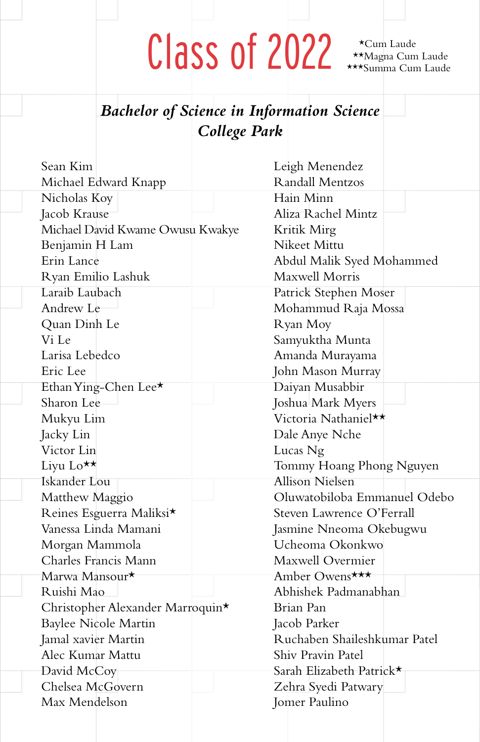# Class of 2022

★Cum Laude
★★Magna Cum Laude
★★★Summa Cum Laude

## *Bachelor of Science in Information Science*
## *College Park*

Sean Kim
Michael Edward Knapp
Nicholas Koy
Jacob Krause
Michael David Kwame Owusu Kwakye
Benjamin H Lam
Erin Lance
Ryan Emilio Lashuk
Laraib Laubach
Andrew Le
Quan Dinh Le
Vi Le
Larisa Lebedco
Eric Lee
Ethan Ying-Chen Lee★
Sharon Lee
Mukyu Lim
Jacky Lin
Victor Lin
Liyu Lo★★
Iskander Lou
Matthew Maggio
Reines Esguerra Maliksi★
Vanessa Linda Mamani
Morgan Mammola
Charles Francis Mann
Marwa Mansour★
Ruishi Mao
Christopher Alexander Marroquin★
Baylee Nicole Martin
Jamal xavier Martin
Alec Kumar Mattu
David McCoy
Chelsea McGovern
Max Mendelson
Leigh Menendez
Randall Mentzos
Hain Minn
Aliza Rachel Mintz
Kritik Mirg
Nikeet Mittu
Abdul Malik Syed Mohammed
Maxwell Morris
Patrick Stephen Moser
Mohammud Raja Mossa
Ryan Moy
Samyuktha Munta
Amanda Murayama
John Mason Murray
Daiyan Musabbir
Joshua Mark Myers
Victoria Nathaniel★★
Dale Anye Nche
Lucas Ng
Tommy Hoang Phong Nguyen
Allison Nielsen
Oluwatobiloba Emmanuel Odebo
Steven Lawrence O'Ferrall
Jasmine Nneoma Okebugwu
Ucheoma Okonkwo
Maxwell Overmier
Amber Owens★★★
Abhishek Padmanabhan
Brian Pan
Jacob Parker
Ruchaben Shaileshkumar Patel
Shiv Pravin Patel
Sarah Elizabeth Patrick★
Zehra Syedi Patwary
Jomer Paulino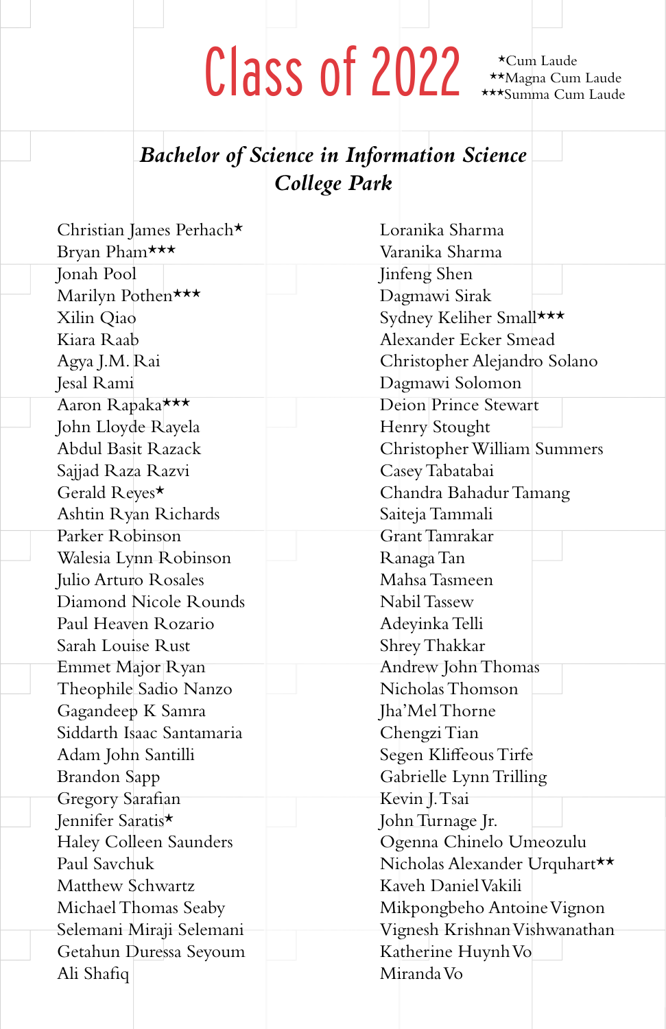# Class of 2022

★Cum Laude
★★Magna Cum Laude
★★★Summa Cum Laude

## *Bachelor of Science in Information Science*
## *College Park*

Christian James Perhach★
Bryan Pham★★★
Jonah Pool
Marilyn Pothen★★★
Xilin Qiao
Kiara Raab
Agya J.M. Rai
Jesal Rami
Aaron Rapaka★★★
John Lloyde Rayela
Abdul Basit Razack
Sajjad Raza Razvi
Gerald Reyes★
Ashtin Ryan Richards
Parker Robinson
Walesia Lynn Robinson
Julio Arturo Rosales
Diamond Nicole Rounds
Paul Heaven Rozario
Sarah Louise Rust
Emmet Major Ryan
Theophile Sadio Nanzo
Gagandeep K Samra
Siddarth Isaac Santamaria
Adam John Santilli
Brandon Sapp
Gregory Sarafian
Jennifer Saratis★
Haley Colleen Saunders
Paul Savchuk
Matthew Schwartz
Michael Thomas Seaby
Selemani Miraji Selemani
Getahun Duressa Seyoum
Ali Shafiq
Loranika Sharma
Varanika Sharma
Jinfeng Shen
Dagmawi Sirak
Sydney Keliher Small★★★
Alexander Ecker Smead
Christopher Alejandro Solano
Dagmawi Solomon
Deion Prince Stewart
Henry Stought
Christopher William Summers
Casey Tabatabai
Chandra Bahadur Tamang
Saiteja Tammali
Grant Tamrakar
Ranaga Tan
Mahsa Tasmeen
Nabil Tassew
Adeyinka Telli
Shrey Thakkar
Andrew John Thomas
Nicholas Thomson
Jha'Mel Thorne
Chengzi Tian
Segen Kliffeous Tirfe
Gabrielle Lynn Trilling
Kevin J. Tsai
John Turnage Jr.
Ogenna Chinelo Umeozulu
Nicholas Alexander Urquhart★★
Kaveh Daniel Vakili
Mikpongbeho Antoine Vignon
Vignesh Krishnan Vishwanathan
Katherine Huynh Vo
Miranda Vo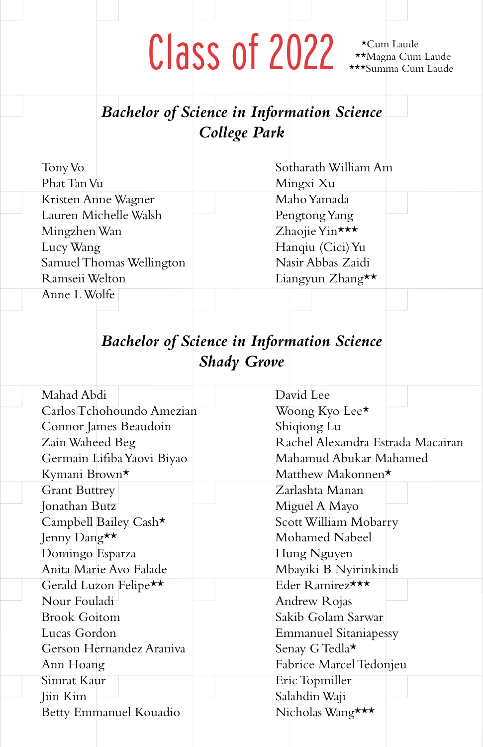# Class of 2022

★Cum Laude
★★Magna Cum Laude
★★★Summa Cum Laude

## *Bachelor of Science in Information Science*
## *College Park*

Tony Vo
Phat Tan Vu
Kristen Anne Wagner
Lauren Michelle Walsh
Mingzhen Wan
Lucy Wang
Samuel Thomas Wellington
Ramseii Welton
Anne L Wolfe
Sotharath William Am
Mingxi Xu
Maho Yamada
Pengtong Yang
Zhaojie Yin★★★
Hanqiu (Cici) Yu
Nasir Abbas Zaidi
Liangyun Zhang★★

## *Bachelor of Science in Information Science*
## *Shady Grove*

Mahad Abdi
Carlos Tchohoundo Amezian
Connor James Beaudoin
Zain Waheed Beg
Germain Lifiba Yaovi Biyao
Kymani Brown★
Grant Buttrey
Jonathan Butz
Campbell Bailey Cash★
Jenny Dang★★
Domingo Esparza
Anita Marie Avo Falade
Gerald Luzon Felipe★★
Nour Fouladi
Brook Goitom
Lucas Gordon
Gerson Hernandez Araniva
Ann Hoang
Simrat Kaur
Jiin Kim
Betty Emmanuel Kouadio
David Lee
Woong Kyo Lee★
Shiqiong Lu
Rachel Alexandra Estrada Macairan
Mahamud Abukar Mahamed
Matthew Makonnen★
Zarlashta Manan
Miguel A Mayo
Scott William Mobarry
Mohamed Nabeel
Hung Nguyen
Mbayiki B Nyirinkindi
Eder Ramirez★★★
Andrew Rojas
Sakib Golam Sarwar
Emmanuel Sitaniapessy
Senay G Tedla★
Fabrice Marcel Tedonjeu
Eric Topmiller
Salahdin Waji
Nicholas Wang★★★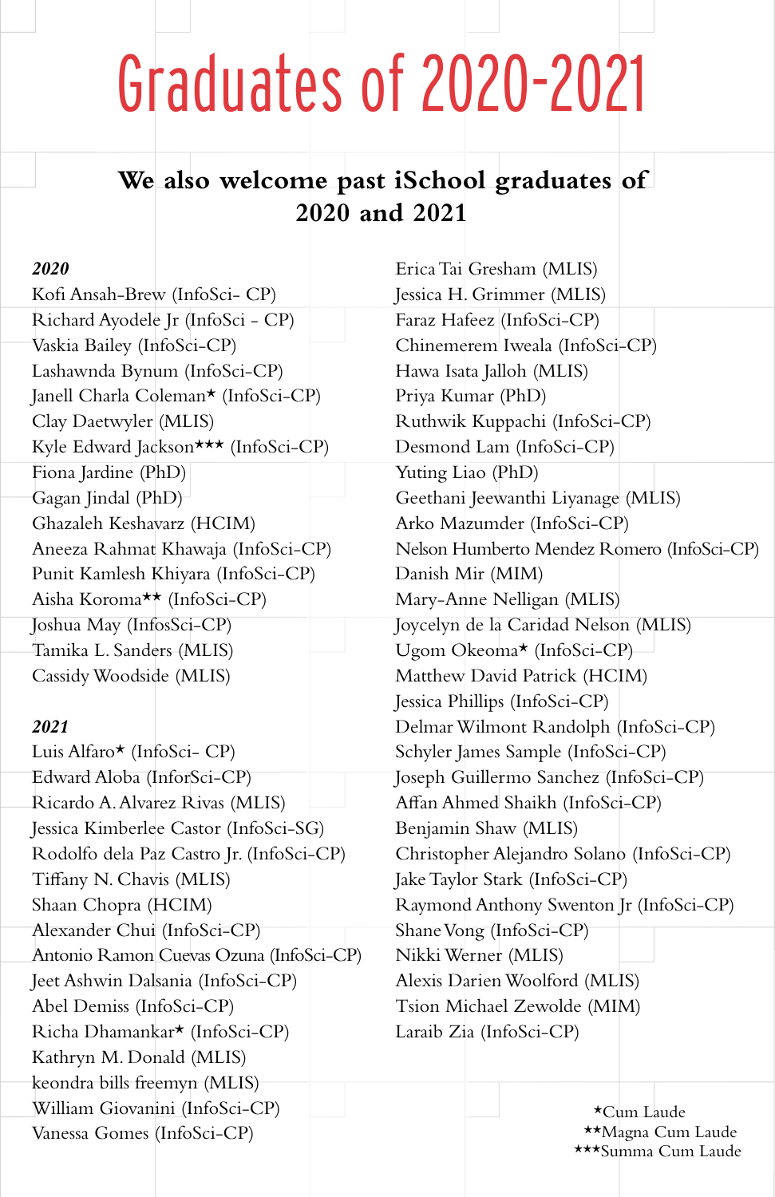# Graduates of 2020-2021

## We also welcome past iSchool graduates of 2020 and 2021

***2020***

Kofi Ansah-Brew (InfoSci- CP)
Richard Ayodele Jr (InfoSci - CP)
Vaskia Bailey (InfoSci-CP)
Lashawnda Bynum (InfoSci-CP)
Janell Charla Coleman★ (InfoSci-CP)
Clay Daetwyler (MLIS)
Kyle Edward Jackson★★★ (InfoSci-CP)
Fiona Jardine (PhD)
Gagan Jindal (PhD)
Ghazaleh Keshavarz (HCIM)
Aneeza Rahmat Khawaja (InfoSci-CP)
Punit Kamlesh Khiyara (InfoSci-CP)
Aisha Koroma★★ (InfoSci-CP)
Joshua May (InfosSci-CP)
Tamika L. Sanders (MLIS)
Cassidy Woodside (MLIS)

***2021***

Luis Alfaro★ (InfoSci- CP)
Edward Aloba (InforSci-CP)
Ricardo A. Alvarez Rivas (MLIS)
Jessica Kimberlee Castor (InfoSci-SG)
Rodolfo dela Paz Castro Jr. (InfoSci-CP)
Tiffany N. Chavis (MLIS)
Shaan Chopra (HCIM)
Alexander Chui (InfoSci-CP)
Antonio Ramon Cuevas Ozuna (InfoSci-CP)
Jeet Ashwin Dalsania (InfoSci-CP)
Abel Demiss (InfoSci-CP)
Richa Dhamankar★ (InfoSci-CP)
Kathryn M. Donald (MLIS)
keondra bills freemyn (MLIS)
William Giovanini (InfoSci-CP)
Vanessa Gomes (InfoSci-CP)
Erica Tai Gresham (MLIS)
Jessica H. Grimmer (MLIS)
Faraz Hafeez (InfoSci-CP)
Chinemerem Iweala (InfoSci-CP)
Hawa Isata Jalloh (MLIS)
Priya Kumar (PhD)
Ruthwik Kuppachi (InfoSci-CP)
Desmond Lam (InfoSci-CP)
Yuting Liao (PhD)
Geethani Jeewanthi Liyanage (MLIS)
Arko Mazumder (InfoSci-CP)
Nelson Humberto Mendez Romero (InfoSci-CP)
Danish Mir (MIM)
Mary-Anne Nelligan (MLIS)
Joycelyn de la Caridad Nelson (MLIS)
Ugom Okeoma★ (InfoSci-CP)
Matthew David Patrick (HCIM)
Jessica Phillips (InfoSci-CP)
Delmar Wilmont Randolph (InfoSci-CP)
Schyler James Sample (InfoSci-CP)
Joseph Guillermo Sanchez (InfoSci-CP)
Affan Ahmed Shaikh (InfoSci-CP)
Benjamin Shaw (MLIS)
Christopher Alejandro Solano (InfoSci-CP)
Jake Taylor Stark (InfoSci-CP)
Raymond Anthony Swenton Jr (InfoSci-CP)
Shane Vong (InfoSci-CP)
Nikki Werner (MLIS)
Alexis Darien Woolford (MLIS)
Tsion Michael Zewolde (MIM)
Laraib Zia (InfoSci-CP)

★Cum Laude
★★Magna Cum Laude
★★★Summa Cum Laude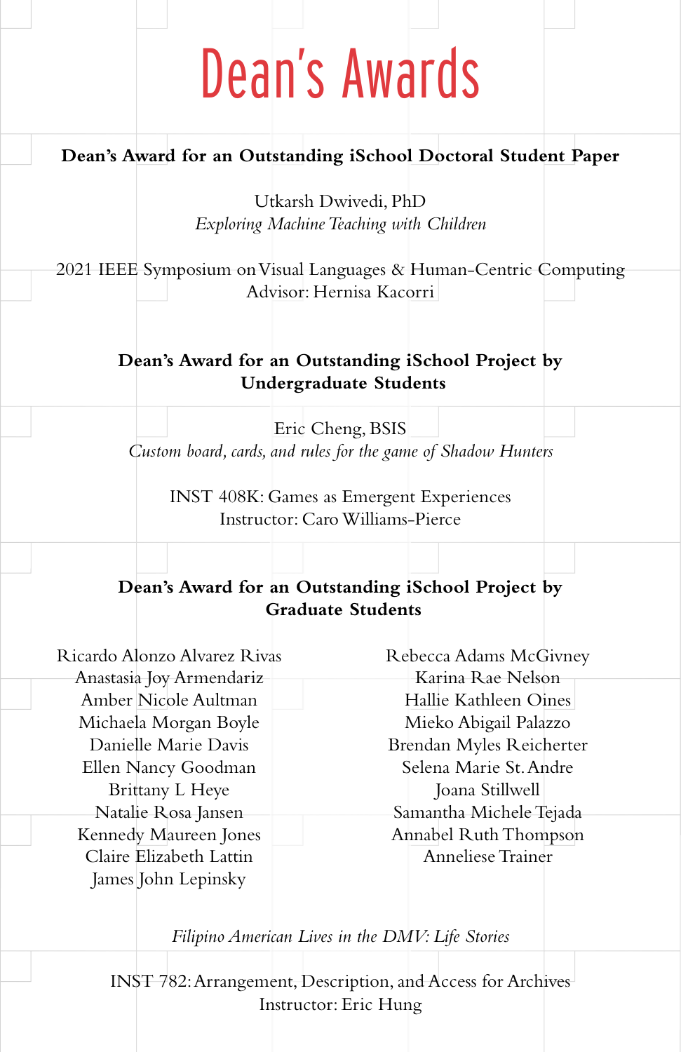# Dean's Awards

### Dean's Award for an Outstanding iSchool Doctoral Student Paper

Utkarsh Dwivedi, PhD
*Exploring Machine Teaching with Children*

2021 IEEE Symposium on Visual Languages & Human-Centric Computing
Advisor: Hernisa Kacorri

### Dean's Award for an Outstanding iSchool Project by Undergraduate Students

Eric Cheng, BSIS
*Custom board, cards, and rules for the game of Shadow Hunters*

INST 408K: Games as Emergent Experiences
Instructor: Caro Williams-Pierce

### Dean's Award for an Outstanding iSchool Project by Graduate Students

Ricardo Alonzo Alvarez Rivas
Anastasia Joy Armendariz
Amber Nicole Aultman
Michaela Morgan Boyle
Danielle Marie Davis
Ellen Nancy Goodman
Brittany L Heye
Natalie Rosa Jansen
Kennedy Maureen Jones
Claire Elizabeth Lattin
James John Lepinsky
Rebecca Adams McGivney
Karina Rae Nelson
Hallie Kathleen Oines
Mieko Abigail Palazzo
Brendan Myles Reicherter
Selena Marie St. Andre
Joana Stillwell
Samantha Michele Tejada
Annabel Ruth Thompson
Anneliese Trainer

*Filipino American Lives in the DMV: Life Stories*

INST 782: Arrangement, Description, and Access for Archives
Instructor: Eric Hung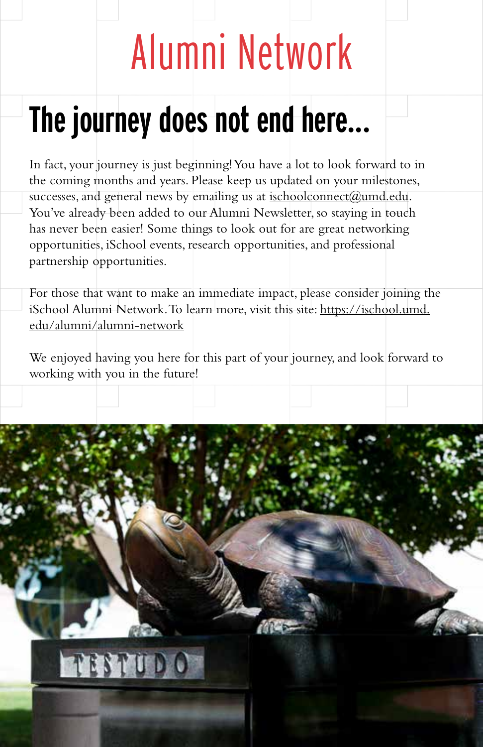# Alumni Network

## The journey does not end here...

In fact, your journey is just beginning! You have a lot to look forward to in the coming months and years. Please keep us updated on your milestones, successes, and general news by emailing us at ischoolconnect@umd.edu. You've already been added to our Alumni Newsletter, so staying in touch has never been easier! Some things to look out for are great networking opportunities, iSchool events, research opportunities, and professional partnership opportunities.

For those that want to make an immediate impact, please consider joining the iSchool Alumni Network. To learn more, visit this site: https://ischool.umd.edu/alumni/alumni-network

We enjoyed having you here for this part of your journey, and look forward to working with you in the future!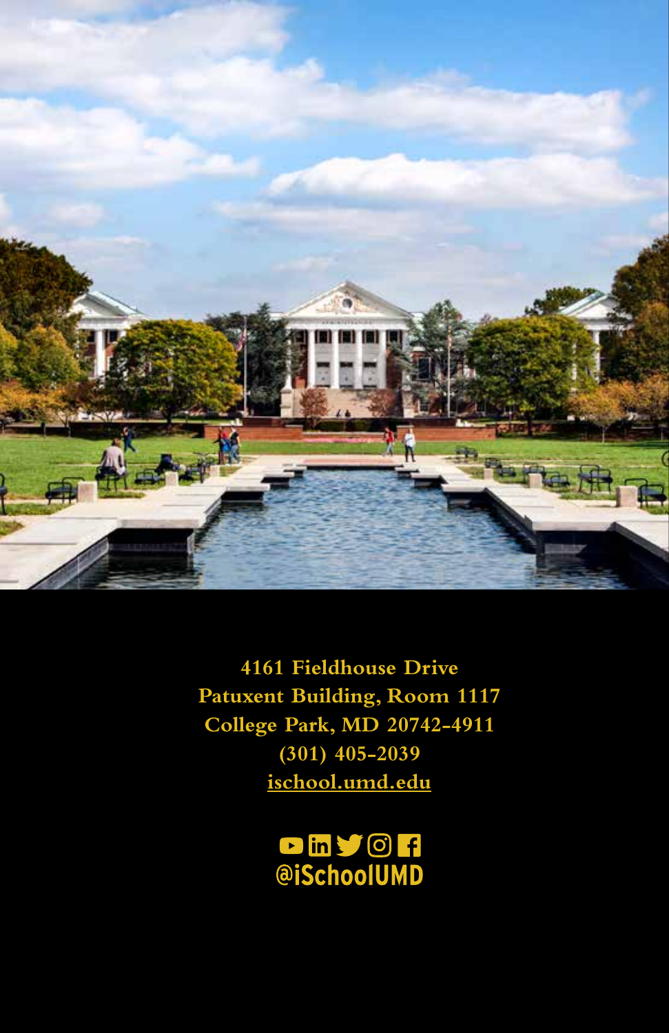**4161 Fieldhouse Drive**
**Patuxent Building, Room 1117**
**College Park, MD 20742-4911**
**(301) 405-2039**
**ischool.umd.edu**

**@iSchoolUMD**